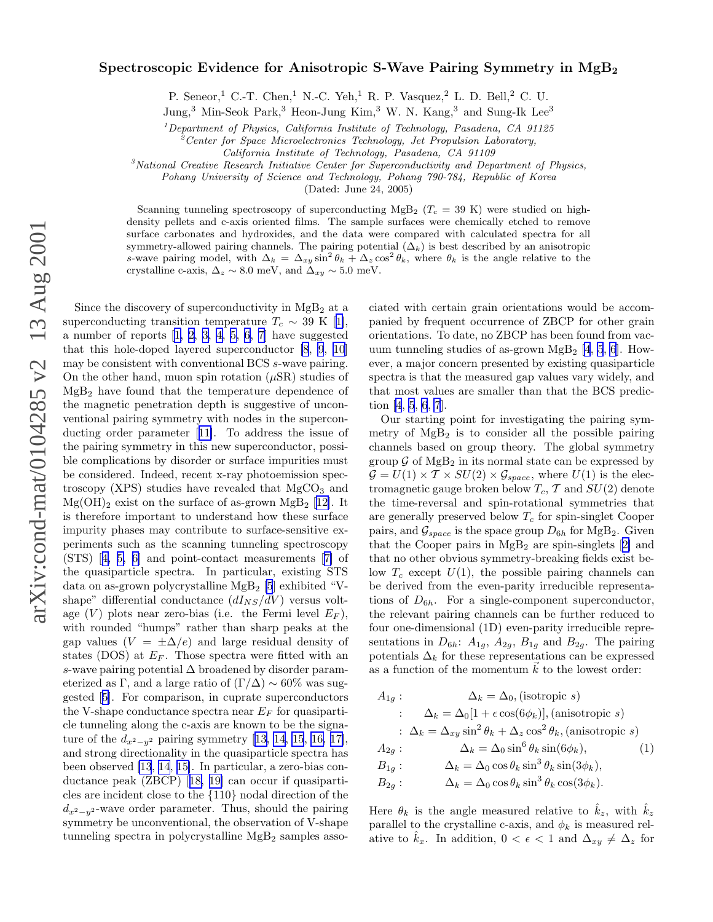# Spectroscopic Evidence for Anisotropic S-Wave Pairing Symmetry in $MgB_2$

P. Seneor,[1] C.-T. Chen,[1] N.-C. Yeh,[1] R. P. Vasquez,[2] L. D. Bell,[2] C. U. Jung,[3] Min-Seok Park,[3] Heon-Jung Kim,[3] W. N. Kang,[3] and Sung-Ik Lee[3]

[1] *Department of Physics, California Institute of Technology, Pasadena, CA 91125*

[2] *Center for Space Microelectronics Technology, Jet Propulsion Laboratory, California Institute of Technology, Pasadena, CA 91109*

[3] *National Creative Research Initiative Center for Superconductivity and Department of Physics, Pohang University of Science and Technology, Pohang 790-784, Republic of Korea*

(Dated: June 24, 2005)

Scanning tunneling spectroscopy of superconducting $MgB_2$ ($T_c$ = 39 K) were studied on high-density pellets and c-axis oriented films. The sample surfaces were chemically etched to remove surface carbonates and hydroxides, and the data were compared with calculated spectra for all symmetry-allowed pairing channels. The pairing potential ($\Delta_k$) is best described by an anisotropic $s$-wave pairing model, with $\Delta_k = \Delta_{xy}\sin^2\theta_k + \Delta_z\cos^2\theta_k$, where $\theta_k$ is the angle relative to the crystalline c-axis, $\Delta_z \sim 8.0$ meV, and $\Delta_{xy} \sim 5.0$ meV.

Since the discovery of superconductivity in $MgB_2$ at a superconducting transition temperature $T_c \sim 39$ K [1], a number of reports [1, 2, 3, 4, 5, 6, 7] have suggested that this hole-doped layered superconductor [8, 9, 10] may be consistent with conventional BCS $s$-wave pairing. On the other hand, muon spin rotation ($\mu$SR) studies of $MgB_2$ have found that the temperature dependence of the magnetic penetration depth is suggestive of unconventional pairing symmetry with nodes in the superconducting order parameter [11]. To address the issue of the pairing symmetry in this new superconductor, possible complications by disorder or surface impurities must be considered. Indeed, recent x-ray photoemission spectroscopy (XPS) studies have revealed that $MgCO_3$ and $Mg(OH)_2$ exist on the surface of as-grown $MgB_2$ [12]. It is therefore important to understand how these surface impurity phases may contribute to surface-sensitive experiments such as the scanning tunneling spectroscopy (STS) [4, 5, 6] and point-contact measurements [7] of the quasiparticle spectra. In particular, existing STS data on as-grown polycrystalline $MgB_2$ [5] exhibited "V-shape" differential conductance ($dI_{NS}/dV$) versus voltage ($V$) plots near zero-bias (i.e. the Fermi level $E_F$), with rounded "humps" rather than sharp peaks at the gap values ($V = \pm\Delta/e$) and large residual density of states (DOS) at $E_F$. Those spectra were fitted with an $s$-wave pairing potential $\Delta$ broadened by disorder parameterized as $\Gamma$, and a large ratio of $(\Gamma/\Delta) \sim 60\%$ was suggested [5]. For comparison, in cuprate superconductors the V-shape conductance spectra near $E_F$ for quasiparticle tunneling along the c-axis are known to be the signature of the $d_{x^2-y^2}$ pairing symmetry [13, 14, 15, 16, 17], and strong directionality in the quasiparticle spectra has been observed [13, 14, 15]. In particular, a zero-bias conductance peak (ZBCP) [18, 19] can occur if quasiparticles are incident close to the {110} nodal direction of the $d_{x^2-y^2}$-wave order parameter. Thus, should the pairing symmetry be unconventional, the observation of V-shape tunneling spectra in polycrystalline $MgB_2$ samples associated with certain grain orientations would be accompanied by frequent occurrence of ZBCP for other grain orientations. To date, no ZBCP has been found from vacuum tunneling studies of as-grown $MgB_2$ [4, 5, 6]. However, a major concern presented by existing quasiparticle spectra is that the measured gap values vary widely, and that most values are smaller than that the BCS prediction [4, 5, 6, 7].

Our starting point for investigating the pairing symmetry of $MgB_2$ is to consider all the possible pairing channels based on group theory. The global symmetry group $\mathcal{G}$ of $MgB_2$ in its normal state can be expressed by $\mathcal{G} = U(1) \times \mathcal{T} \times SU(2) \times \mathcal{G}_{space}$, where $U(1)$ is the electromagnetic gauge broken below $T_c$, $\mathcal{T}$ and $SU(2)$ denote the time-reversal and spin-rotational symmetries that are generally preserved below $T_c$ for spin-singlet Cooper pairs, and $\mathcal{G}_{space}$ is the space group $D_{6h}$ for $MgB_2$. Given that the Cooper pairs in $MgB_2$ are spin-singlets [2] and that no other obvious symmetry-breaking fields exist below $T_c$ except $U(1)$, the possible pairing channels can be derived from the even-parity irreducible representations of $D_{6h}$. For a single-component superconductor, the relevant pairing channels can be further reduced to four one-dimensional (1D) even-parity irreducible representations in $D_{6h}$: $A_{1g}$, $A_{2g}$, $B_{1g}$ and $B_{2g}$. The pairing potentials $\Delta_k$ for these representations can be expressed as a function of the momentum $\vec{k}$ to the lowest order:

$$
\begin{aligned}
A_{1g}: &\quad \Delta_k = \Delta_0, (\text{isotropic } s) \\
: &\quad \Delta_k = \Delta_0[1 + \epsilon\cos(6\phi_k)], (\text{anisotropic } s) \\
: &\quad \Delta_k = \Delta_{xy}\sin^2\theta_k + \Delta_z\cos^2\theta_k, (\text{anisotropic } s) \\
A_{2g}: &\quad \Delta_k = \Delta_0\sin^6\theta_k\sin(6\phi_k), \\
B_{1g}: &\quad \Delta_k = \Delta_0\cos\theta_k\sin^3\theta_k\sin(3\phi_k), \\
B_{2g}: &\quad \Delta_k = \Delta_0\cos\theta_k\sin^3\theta_k\cos(3\phi_k).
\end{aligned}
\qquad (1)
$$

Here $\theta_k$ is the angle measured relative to $\hat{k}_z$, with $\hat{k}_z$ parallel to the crystalline c-axis, and $\phi_k$ is measured relative to $\hat{k}_x$. In addition, $0 < \epsilon < 1$ and $\Delta_{xy} \neq \Delta_z$ for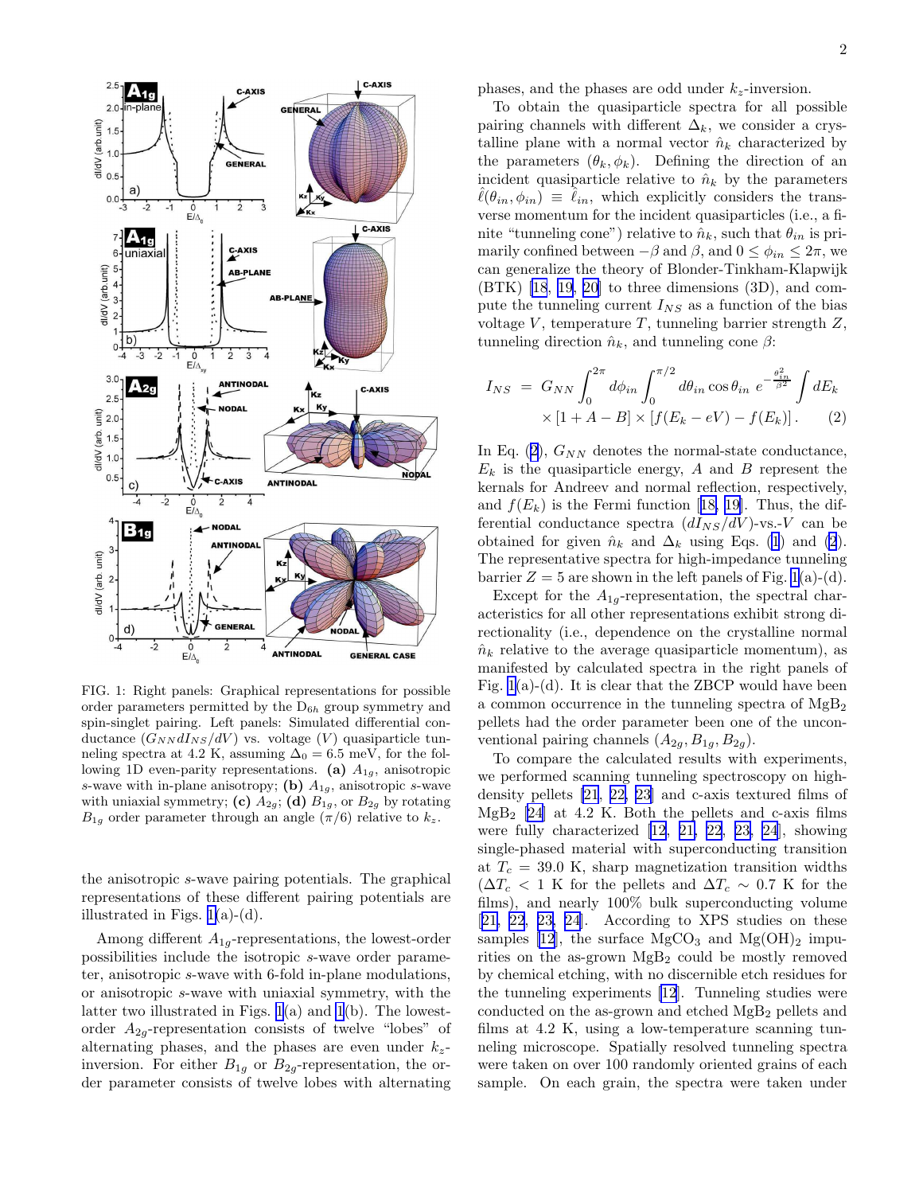FIG. 1: Right panels: Graphical representations for possible order parameters permitted by the $D_{6h}$ group symmetry and spin-singlet pairing. Left panels: Simulated differential conductance ($G_{NN}dI_{NS}/dV$) vs. voltage ($V$) quasiparticle tunneling spectra at 4.2 K, assuming $\Delta_0 = 6.5$ meV, for the following 1D even-parity representations. **(a)** $A_{1g}$, anisotropic $s$-wave with in-plane anisotropy; **(b)** $A_{1g}$, anisotropic $s$-wave with uniaxial symmetry; **(c)** $A_{2g}$; **(d)** $B_{1g}$, or $B_{2g}$ by rotating $B_{1g}$ order parameter through an angle ($\pi/6$) relative to $k_z$.

the anisotropic $s$-wave pairing potentials. The graphical representations of these different pairing potentials are illustrated in Figs. 1(a)-(d).

Among different $A_{1g}$-representations, the lowest-order possibilities include the isotropic $s$-wave order parameter, anisotropic $s$-wave with 6-fold in-plane modulations, or anisotropic $s$-wave with uniaxial symmetry, with the latter two illustrated in Figs. 1(a) and 1(b). The lowest-order $A_{2g}$-representation consists of twelve "lobes" of alternating phases, and the phases are even under $k_z$-inversion. For either $B_{1g}$ or $B_{2g}$-representation, the order parameter consists of twelve lobes with alternating phases, and the phases are odd under $k_z$-inversion.

To obtain the quasiparticle spectra for all possible pairing channels with different $\Delta_k$, we consider a crystalline plane with a normal vector $\hat{n}_k$ characterized by the parameters $(\theta_k, \phi_k)$. Defining the direction of an incident quasiparticle relative to $\hat{n}_k$ by the parameters $\hat{\ell}(\theta_{in}, \phi_{in}) \equiv \hat{\ell}_{in}$, which explicitly considers the transverse momentum for the incident quasiparticles (i.e., a finite "tunneling cone") relative to $\hat{n}_k$, such that $\theta_{in}$ is primarily confined between $-\beta$ and $\beta$, and $0 \leq \phi_{in} \leq 2\pi$, we can generalize the theory of Blonder-Tinkham-Klapwijk (BTK) [18, 19, 20] to three dimensions (3D), and compute the tunneling current $I_{NS}$ as a function of the bias voltage $V$, temperature $T$, tunneling barrier strength $Z$, tunneling direction $\hat{n}_k$, and tunneling cone $\beta$:

$$I_{NS} = G_{NN} \int_0^{2\pi} d\phi_{in} \int_0^{\pi/2} d\theta_{in} \cos\theta_{in}\, e^{-\frac{\theta_{in}^2}{\beta^2}} \int dE_k \times [1 + A - B] \times [f(E_k - eV) - f(E_k)] . \quad (2)$$

In Eq. (2), $G_{NN}$ denotes the normal-state conductance, $E_k$ is the quasiparticle energy, $A$ and $B$ represent the kernals for Andreev and normal reflection, respectively, and $f(E_k)$ is the Fermi function [18, 19]. Thus, the differential conductance spectra ($dI_{NS}/dV$)-vs.-$V$ can be obtained for given $\hat{n}_k$ and $\Delta_k$ using Eqs. (1) and (2). The representative spectra for high-impedance tunneling barrier $Z = 5$ are shown in the left panels of Fig. 1(a)-(d).

Except for the $A_{1g}$-representation, the spectral characteristics for all other representations exhibit strong directionality (i.e., dependence on the crystalline normal $\hat{n}_k$ relative to the average quasiparticle momentum), as manifested by calculated spectra in the right panels of Fig. 1(a)-(d). It is clear that the ZBCP would have been a common occurrence in the tunneling spectra of $MgB_2$ pellets had the order parameter been one of the unconventional pairing channels ($A_{2g}, B_{1g}, B_{2g}$).

To compare the calculated results with experiments, we performed scanning tunneling spectroscopy on high-density pellets [21, 22, 23] and c-axis textured films of $MgB_2$ [24] at 4.2 K. Both the pellets and c-axis films were fully characterized [12, 21, 22, 23, 24], showing single-phased material with superconducting transition at $T_c = 39.0$ K, sharp magnetization transition widths ($\Delta T_c < 1$ K for the pellets and $\Delta T_c \sim 0.7$ K for the films), and nearly 100% bulk superconducting volume [21, 22, 23, 24]. According to XPS studies on these samples [12], the surface $MgCO_3$ and $Mg(OH)_2$ impurities on the as-grown $MgB_2$ could be mostly removed by chemical etching, with no discernible etch residues for the tunneling experiments [12]. Tunneling studies were conducted on the as-grown and etched $MgB_2$ pellets and films at 4.2 K, using a low-temperature scanning tunneling microscope. Spatially resolved tunneling spectra were taken on over 100 randomly oriented grains of each sample. On each grain, the spectra were taken under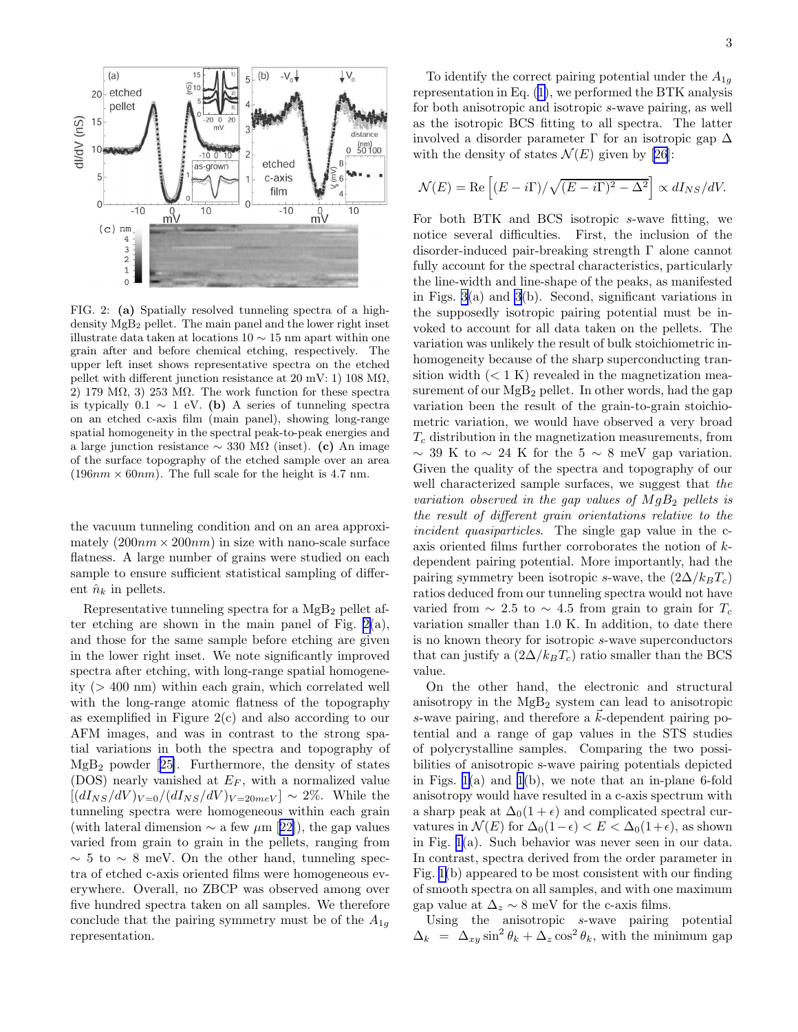FIG. 2: **(a)** Spatially resolved tunneling spectra of a high-density $MgB_2$ pellet. The main panel and the lower right inset illustrate data taken at locations $10 \sim 15$ nm apart within one grain after and before chemical etching, respectively. The upper left inset shows representative spectra on the etched pellet with different junction resistance at 20 mV: 1) 108 MΩ, 2) 179 MΩ, 3) 253 MΩ. The work function for these spectra is typically $0.1 \sim 1$ eV. **(b)** A series of tunneling spectra on an etched c-axis film (main panel), showing long-range spatial homogeneity in the spectral peak-to-peak energies and a large junction resistance $\sim 330$ MΩ (inset). **(c)** An image of the surface topography of the etched sample over an area ($196nm \times 60nm$). The full scale for the height is 4.7 nm.

the vacuum tunneling condition and on an area approximately ($200nm \times 200nm$) in size with nano-scale surface flatness. A large number of grains were studied on each sample to ensure sufficient statistical sampling of different $\hat{n}_k$ in pellets.

Representative tunneling spectra for a $MgB_2$ pellet after etching are shown in the main panel of Fig. 2(a), and those for the same sample before etching are given in the lower right inset. We note significantly improved spectra after etching, with long-range spatial homogeneity (> 400 nm) within each grain, which correlated well with the long-range atomic flatness of the topography as exemplified in Figure 2(c) and also according to our AFM images, and was in contrast to the strong spatial variations in both the spectra and topography of $MgB_2$ powder [25]. Furthermore, the density of states (DOS) nearly vanished at $E_F$, with a normalized value $[(dI_{NS}/dV)_{V=0}/(dI_{NS}/dV)_{V=20meV}] \sim 2\%$. While the tunneling spectra were homogeneous within each grain (with lateral dimension $\sim$ a few $\mu$m [22]), the gap values varied from grain to grain in the pellets, ranging from $\sim 5$ to $\sim 8$ meV. On the other hand, tunneling spectra of etched c-axis oriented films were homogeneous everywhere. Overall, no ZBCP was observed among over five hundred spectra taken on all samples. We therefore conclude that the pairing symmetry must be of the $A_{1g}$ representation.

To identify the correct pairing potential under the $A_{1g}$ representation in Eq. (1), we performed the BTK analysis for both anisotropic and isotropic $s$-wave pairing, as well as the isotropic BCS fitting to all spectra. The latter involved a disorder parameter $\Gamma$ for an isotropic gap $\Delta$ with the density of states $\mathcal{N}(E)$ given by [26]:

$$\mathcal{N}(E) = \text{Re}\left[(E - i\Gamma)/\sqrt{(E - i\Gamma)^2 - \Delta^2}\right] \propto dI_{NS}/dV.$$

For both BTK and BCS isotropic $s$-wave fitting, we notice several difficulties. First, the inclusion of the disorder-induced pair-breaking strength $\Gamma$ alone cannot fully account for the spectral characteristics, particularly the line-width and line-shape of the peaks, as manifested in Figs. 3(a) and 3(b). Second, significant variations in the supposedly isotropic pairing potential must be invoked to account for all data taken on the pellets. The variation was unlikely the result of bulk stoichiometric inhomogeneity because of the sharp superconducting transition width (< 1 K) revealed in the magnetization measurement of our $MgB_2$ pellet. In other words, had the gap variation been the result of the grain-to-grain stoichiometric variation, we would have observed a very broad $T_c$ distribution in the magnetization measurements, from $\sim 39$ K to $\sim 24$ K for the $5 \sim 8$ meV gap variation. Given the quality of the spectra and topography of our well characterized sample surfaces, we suggest that *the variation observed in the gap values of $MgB_2$ pellets is the result of different grain orientations relative to the incident quasiparticles*. The single gap value in the c-axis oriented films further corroborates the notion of $k$-dependent pairing potential. More importantly, had the pairing symmetry been isotropic $s$-wave, the $(2\Delta/k_BT_c)$ ratios deduced from our tunneling spectra would not have varied from $\sim 2.5$ to $\sim 4.5$ from grain to grain for $T_c$ variation smaller than 1.0 K. In addition, to date there is no known theory for isotropic $s$-wave superconductors that can justify a $(2\Delta/k_BT_c)$ ratio smaller than the BCS value.

On the other hand, the electronic and structural anisotropy in the $MgB_2$ system can lead to anisotropic $s$-wave pairing, and therefore a $\vec{k}$-dependent pairing potential and a range of gap values in the STS studies of polycrystalline samples. Comparing the two possibilities of anisotropic s-wave pairing potentials depicted in Figs. 1(a) and 1(b), we note that an in-plane 6-fold anisotropy would have resulted in a c-axis spectrum with a sharp peak at $\Delta_0(1+\epsilon)$ and complicated spectral curvatures in $\mathcal{N}(E)$ for $\Delta_0(1-\epsilon) < E < \Delta_0(1+\epsilon)$, as shown in Fig. 1(a). Such behavior was never seen in our data. In contrast, spectra derived from the order parameter in Fig. 1(b) appeared to be most consistent with our finding of smooth spectra on all samples, and with one maximum gap value at $\Delta_z \sim 8$ meV for the c-axis films.

Using the anisotropic $s$-wave pairing potential $\Delta_k = \Delta_{xy}\sin^2\theta_k + \Delta_z\cos^2\theta_k$, with the minimum gap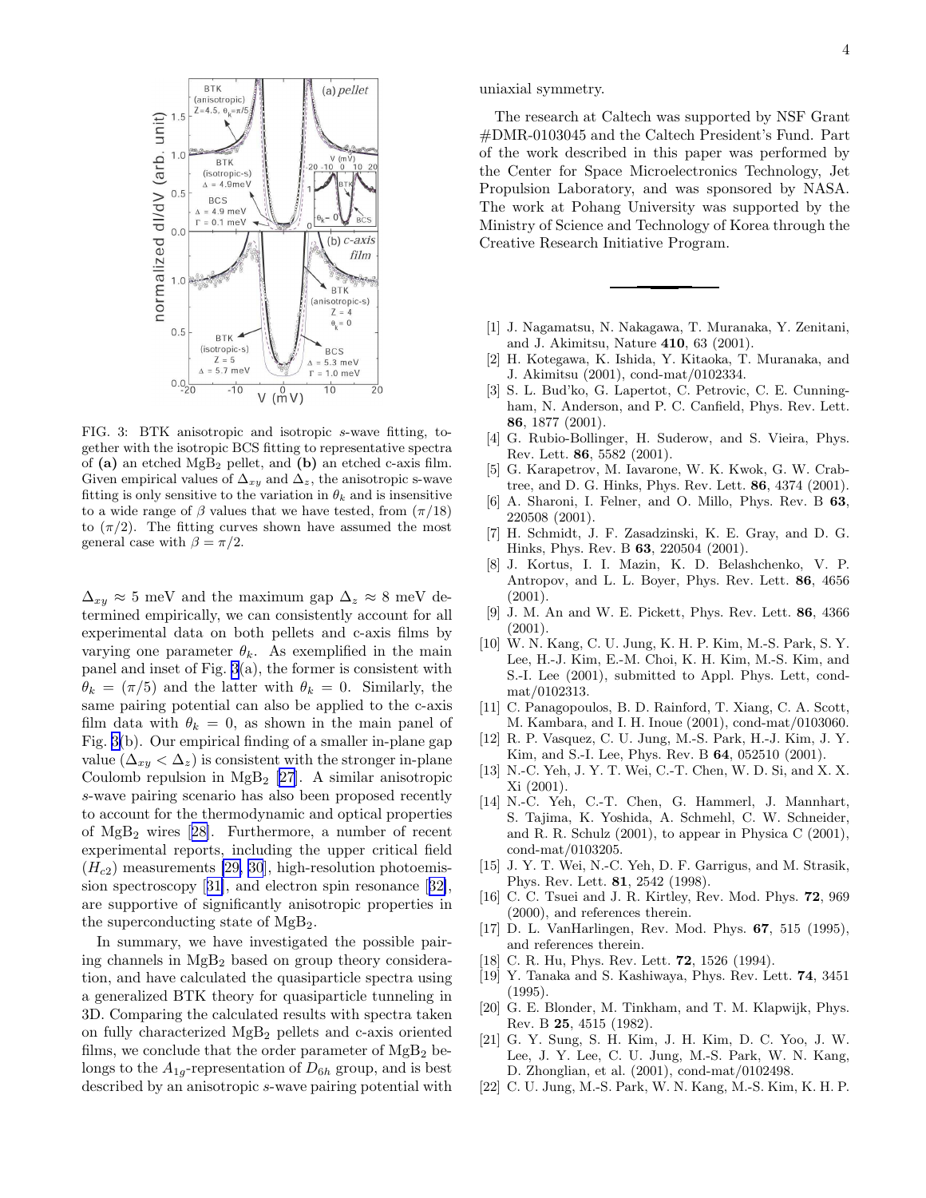FIG. 3: BTK anisotropic and isotropic $s$-wave fitting, together with the isotropic BCS fitting to representative spectra of **(a)** an etched $MgB_2$ pellet, and **(b)** an etched c-axis film. Given empirical values of $\Delta_{xy}$ and $\Delta_z$, the anisotropic s-wave fitting is only sensitive to the variation in $\theta_k$ and is insensitive to a wide range of $\beta$ values that we have tested, from $(\pi/18)$ to $(\pi/2)$. The fitting curves shown have assumed the most general case with $\beta = \pi/2$.

$\Delta_{xy} \approx 5$ meV and the maximum gap $\Delta_z \approx 8$ meV determined empirically, we can consistently account for all experimental data on both pellets and c-axis films by varying one parameter $\theta_k$. As exemplified in the main panel and inset of Fig. 3(a), the former is consistent with $\theta_k = (\pi/5)$ and the latter with $\theta_k = 0$. Similarly, the same pairing potential can also be applied to the c-axis film data with $\theta_k = 0$, as shown in the main panel of Fig. 3(b). Our empirical finding of a smaller in-plane gap value ($\Delta_{xy} < \Delta_z$) is consistent with the stronger in-plane Coulomb repulsion in $MgB_2$ [27]. A similar anisotropic $s$-wave pairing scenario has also been proposed recently to account for the thermodynamic and optical properties of $MgB_2$ wires [28]. Furthermore, a number of recent experimental reports, including the upper critical field ($H_{c2}$) measurements [29, 30], high-resolution photoemission spectroscopy [31], and electron spin resonance [32], are supportive of significantly anisotropic properties in the superconducting state of $MgB_2$.

In summary, we have investigated the possible pairing channels in $MgB_2$ based on group theory consideration, and have calculated the quasiparticle spectra using a generalized BTK theory for quasiparticle tunneling in 3D. Comparing the calculated results with spectra taken on fully characterized $MgB_2$ pellets and c-axis oriented films, we conclude that the order parameter of $MgB_2$ belongs to the $A_{1g}$-representation of $D_{6h}$ group, and is best described by an anisotropic $s$-wave pairing potential with uniaxial symmetry.

The research at Caltech was supported by NSF Grant #DMR-0103045 and the Caltech President's Fund. Part of the work described in this paper was performed by the Center for Space Microelectronics Technology, Jet Propulsion Laboratory, and was sponsored by NASA. The work at Pohang University was supported by the Ministry of Science and Technology of Korea through the Creative Research Initiative Program.

---

[1] J. Nagamatsu, N. Nakagawa, T. Muranaka, Y. Zenitani, and J. Akimitsu, Nature **410**, 63 (2001).

[2] H. Kotegawa, K. Ishida, Y. Kitaoka, T. Muranaka, and J. Akimitsu (2001), cond-mat/0102334.

[3] S. L. Bud'ko, G. Lapertot, C. Petrovic, C. E. Cunningham, N. Anderson, and P. C. Canfield, Phys. Rev. Lett. **86**, 1877 (2001).

[4] G. Rubio-Bollinger, H. Suderow, and S. Vieira, Phys. Rev. Lett. **86**, 5582 (2001).

[5] G. Karapetrov, M. Iavarone, W. K. Kwok, G. W. Crabtree, and D. G. Hinks, Phys. Rev. Lett. **86**, 4374 (2001).

[6] A. Sharoni, I. Felner, and O. Millo, Phys. Rev. B **63**, 220508 (2001).

[7] H. Schmidt, J. F. Zasadzinski, K. E. Gray, and D. G. Hinks, Phys. Rev. B **63**, 220504 (2001).

[8] J. Kortus, I. I. Mazin, K. D. Belashchenko, V. P. Antropov, and L. L. Boyer, Phys. Rev. Lett. **86**, 4656 (2001).

[9] J. M. An and W. E. Pickett, Phys. Rev. Lett. **86**, 4366 (2001).

[10] W. N. Kang, C. U. Jung, K. H. P. Kim, M.-S. Park, S. Y. Lee, H.-J. Kim, E.-M. Choi, K. H. Kim, M.-S. Kim, and S.-I. Lee (2001), submitted to Appl. Phys. Lett, cond-mat/0102313.

[11] C. Panagopoulos, B. D. Rainford, T. Xiang, C. A. Scott, M. Kambara, and I. H. Inoue (2001), cond-mat/0103060.

[12] R. P. Vasquez, C. U. Jung, M.-S. Park, H.-J. Kim, J. Y. Kim, and S.-I. Lee, Phys. Rev. B **64**, 052510 (2001).

[13] N.-C. Yeh, J. Y. T. Wei, C.-T. Chen, W. D. Si, and X. X. Xi (2001).

[14] N.-C. Yeh, C.-T. Chen, G. Hammerl, J. Mannhart, S. Tajima, K. Yoshida, A. Schmehl, C. W. Schneider, and R. R. Schulz (2001), to appear in Physica C (2001), cond-mat/0103205.

[15] J. Y. T. Wei, N.-C. Yeh, D. F. Garrigus, and M. Strasik, Phys. Rev. Lett. **81**, 2542 (1998).

[16] C. C. Tsuei and J. R. Kirtley, Rev. Mod. Phys. **72**, 969 (2000), and references therein.

[17] D. L. VanHarlingen, Rev. Mod. Phys. **67**, 515 (1995), and references therein.

[18] C. R. Hu, Phys. Rev. Lett. **72**, 1526 (1994).

[19] Y. Tanaka and S. Kashiwaya, Phys. Rev. Lett. **74**, 3451 (1995).

[20] G. E. Blonder, M. Tinkham, and T. M. Klapwijk, Phys. Rev. B **25**, 4515 (1982).

[21] G. Y. Sung, S. H. Kim, J. H. Kim, D. C. Yoo, J. W. Lee, J. Y. Lee, C. U. Jung, M.-S. Park, W. N. Kang, D. Zhonglian, et al. (2001), cond-mat/0102498.

[22] C. U. Jung, M.-S. Park, W. N. Kang, M.-S. Kim, K. H. P.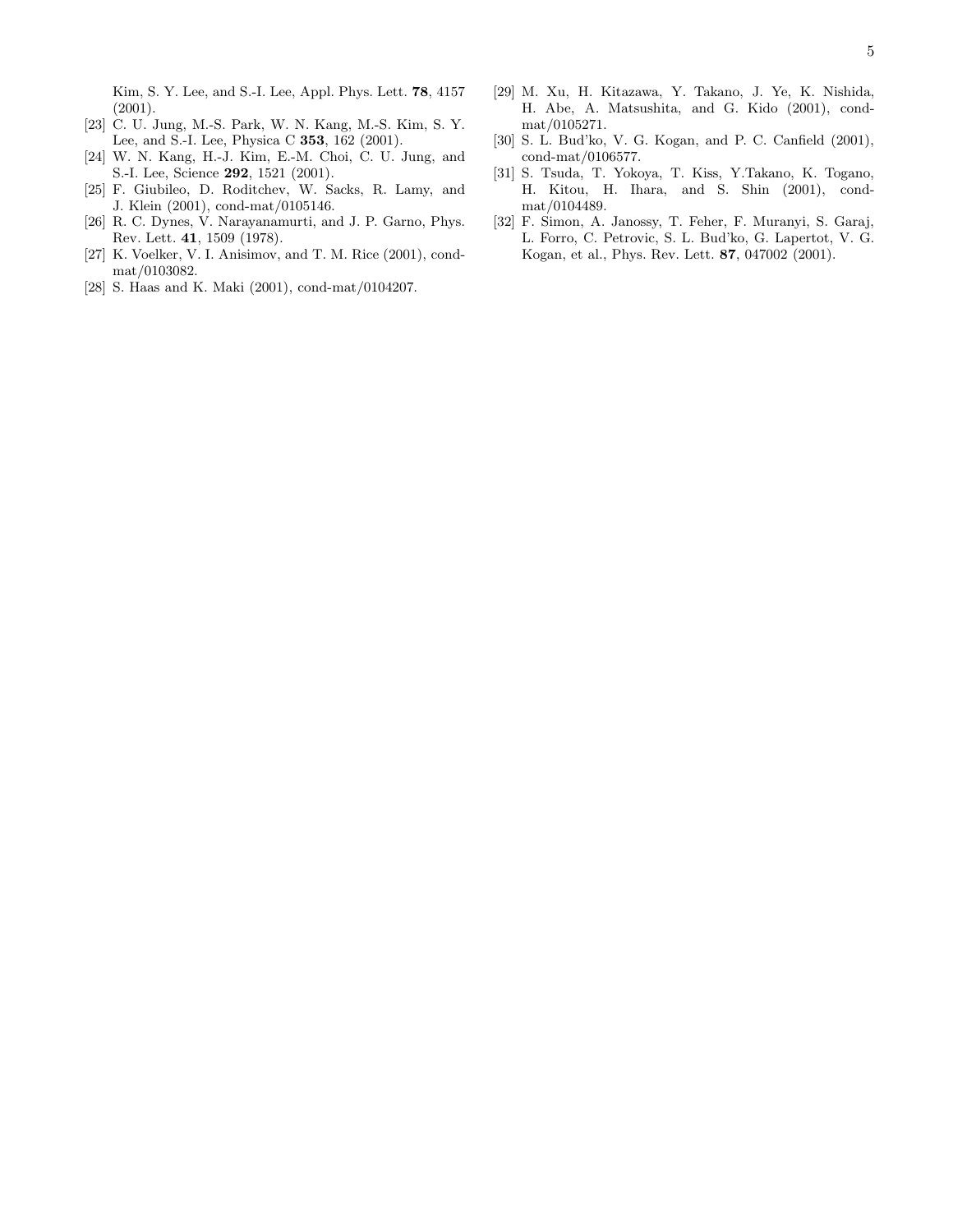Kim, S. Y. Lee, and S.-I. Lee, Appl. Phys. Lett. **78**, 4157 (2001).

[23] C. U. Jung, M.-S. Park, W. N. Kang, M.-S. Kim, S. Y. Lee, and S.-I. Lee, Physica C **353**, 162 (2001).

[24] W. N. Kang, H.-J. Kim, E.-M. Choi, C. U. Jung, and S.-I. Lee, Science **292**, 1521 (2001).

[25] F. Giubileo, D. Roditchev, W. Sacks, R. Lamy, and J. Klein (2001), cond-mat/0105146.

[26] R. C. Dynes, V. Narayanamurti, and J. P. Garno, Phys. Rev. Lett. **41**, 1509 (1978).

[27] K. Voelker, V. I. Anisimov, and T. M. Rice (2001), cond-mat/0103082.

[28] S. Haas and K. Maki (2001), cond-mat/0104207.

[29] M. Xu, H. Kitazawa, Y. Takano, J. Ye, K. Nishida, H. Abe, A. Matsushita, and G. Kido (2001), cond-mat/0105271.

[30] S. L. Bud'ko, V. G. Kogan, and P. C. Canfield (2001), cond-mat/0106577.

[31] S. Tsuda, T. Yokoya, T. Kiss, Y.Takano, K. Togano, H. Kitou, H. Ihara, and S. Shin (2001), cond-mat/0104489.

[32] F. Simon, A. Janossy, T. Feher, F. Muranyi, S. Garaj, L. Forro, C. Petrovic, S. L. Bud'ko, G. Lapertot, V. G. Kogan, et al., Phys. Rev. Lett. **87**, 047002 (2001).